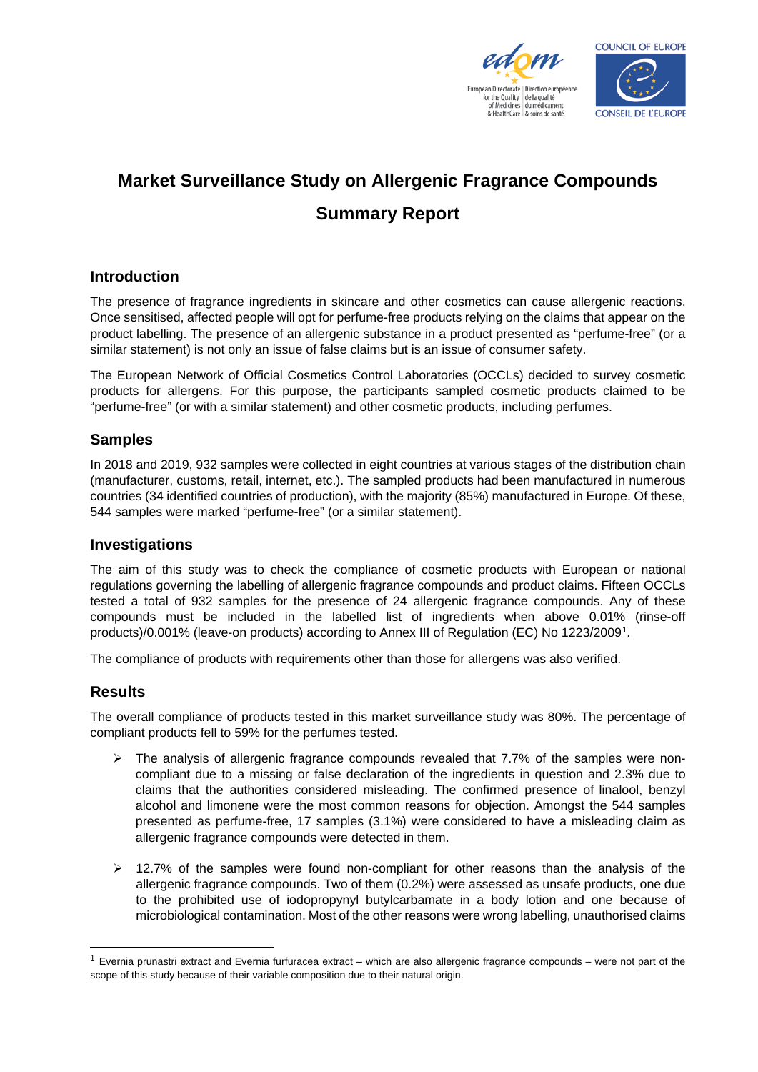# Market Surveillance Study on Allergenic Fragrance Compounds

# Summary Report

## Introduction

The presence of fragrance ingredients in skincare and other cosmetics can cause allergenic reactions. Once sensitised, affected people will opt for perfume-free products relying on the claims that appear on the product labelling. The presence of an allergenic substance in a product presented as "perfume-free" (or a similar statement) is not only an issue of false claims but is an issue of consumer safety.

The European Network of Official Cosmetics Control Laboratories (OCCLs) decided to survey cosmetic products for allergens. For this purpose, the participants sampled cosmetic products claimed to be "perfume-free" (or with a similar statement) and other cosmetic products, including perfumes.

## Samples

In 2018 and 2019, 932 samples were collected in eight countries at various stages of the distribution chain (manufacturer, customs, retail, internet, etc.). The sampled products had been manufactured in numerous countries (34 identified countries of production), with the majority (85%) manufactured in Europe. Of these, 544 samples were marked "perfume-free" (or a similar statement).

## Investigations

The aim of this study was to check the compliance of cosmetic products with European or national regulations governing the labelling of allergenic fragrance compounds and product claims. Fifteen OCCLs tested a total of 932 samples for the presence of 24 allergenic fragrance compounds. Any of these compounds must be included in the labelled list of ingredients when above 0.01% (rinse-off products)/0.001% (leave-on products) according to Annex III of Regulation (EC) No 1223/2009[1].

The compliance of products with requirements other than those for allergens was also verified.

## Results

The overall compliance of products tested in this market surveillance study was 80%. The percentage of compliant products fell to 59% for the perfumes tested.

- The analysis of allergenic fragrance compounds revealed that 7.7% of the samples were non-compliant due to a missing or false declaration of the ingredients in question and 2.3% due to claims that the authorities considered misleading. The confirmed presence of linalool, benzyl alcohol and limonene were the most common reasons for objection. Amongst the 544 samples presented as perfume-free, 17 samples (3.1%) were considered to have a misleading claim as allergenic fragrance compounds were detected in them.

- 12.7% of the samples were found non-compliant for other reasons than the analysis of the allergenic fragrance compounds. Two of them (0.2%) were assessed as unsafe products, one due to the prohibited use of iodopropynyl butylcarbamate in a body lotion and one because of microbiological contamination. Most of the other reasons were wrong labelling, unauthorised claims

[1] Evernia prunastri extract and Evernia furfuracea extract – which are also allergenic fragrance compounds – were not part of the scope of this study because of their variable composition due to their natural origin.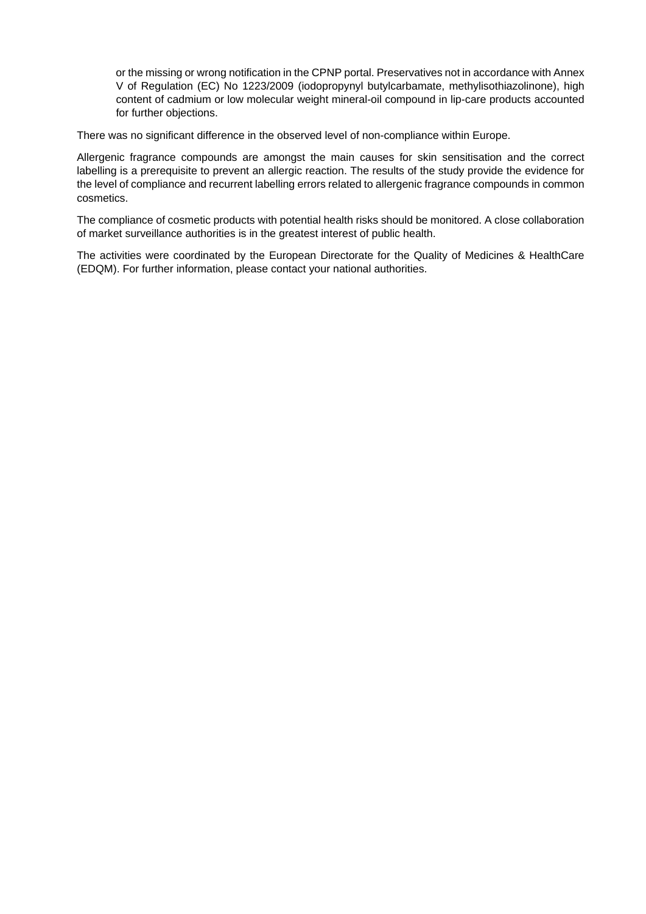or the missing or wrong notification in the CPNP portal. Preservatives not in accordance with Annex V of Regulation (EC) No 1223/2009 (iodopropynyl butylcarbamate, methylisothiazolinone), high content of cadmium or low molecular weight mineral-oil compound in lip-care products accounted for further objections.

There was no significant difference in the observed level of non-compliance within Europe.

Allergenic fragrance compounds are amongst the main causes for skin sensitisation and the correct labelling is a prerequisite to prevent an allergic reaction. The results of the study provide the evidence for the level of compliance and recurrent labelling errors related to allergenic fragrance compounds in common cosmetics.

The compliance of cosmetic products with potential health risks should be monitored. A close collaboration of market surveillance authorities is in the greatest interest of public health.

The activities were coordinated by the European Directorate for the Quality of Medicines & HealthCare (EDQM). For further information, please contact your national authorities.